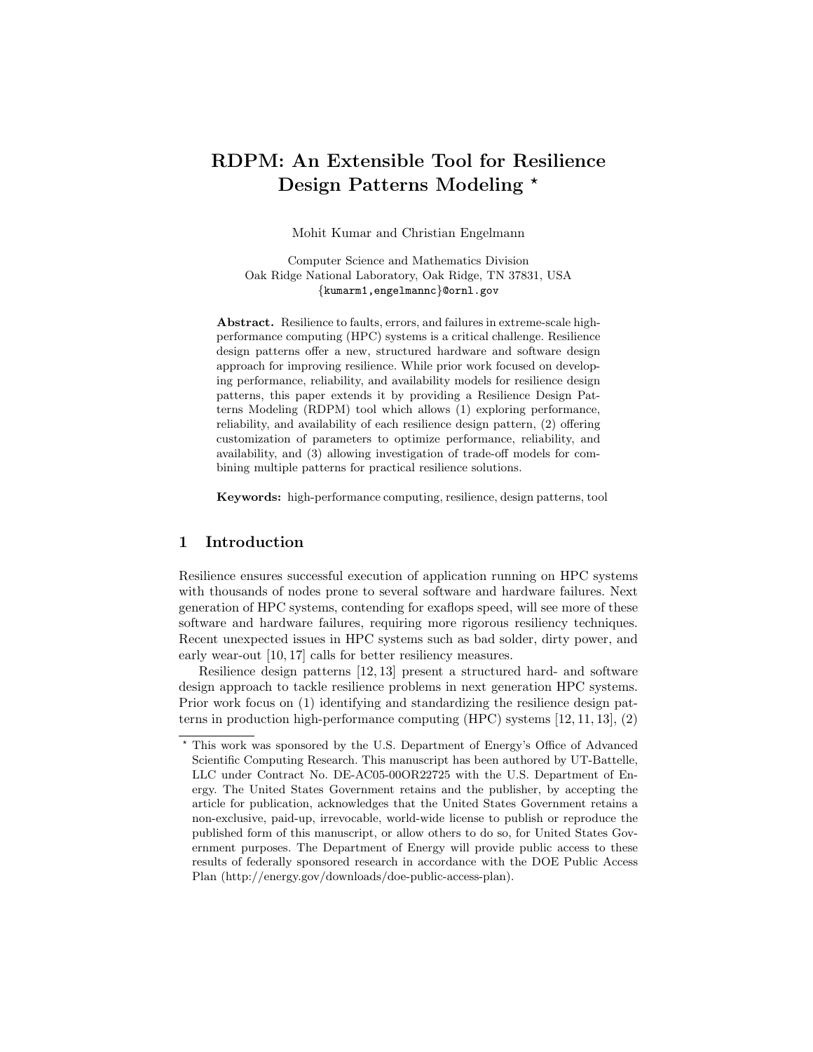# RDPM: An Extensible Tool for Resilience Design Patterns Modeling *

Mohit Kumar and Christian Engelmann

Computer Science and Mathematics Division
Oak Ridge National Laboratory, Oak Ridge, TN 37831, USA
{kumarm1,engelmannc}@ornl.gov

**Abstract.** Resilience to faults, errors, and failures in extreme-scale high-performance computing (HPC) systems is a critical challenge. Resilience design patterns offer a new, structured hardware and software design approach for improving resilience. While prior work focused on developing performance, reliability, and availability models for resilience design patterns, this paper extends it by providing a Resilience Design Patterns Modeling (RDPM) tool which allows (1) exploring performance, reliability, and availability of each resilience design pattern, (2) offering customization of parameters to optimize performance, reliability, and availability, and (3) allowing investigation of trade-off models for combining multiple patterns for practical resilience solutions.

**Keywords:** high-performance computing, resilience, design patterns, tool

## 1 Introduction

Resilience ensures successful execution of application running on HPC systems with thousands of nodes prone to several software and hardware failures. Next generation of HPC systems, contending for exaflops speed, will see more of these software and hardware failures, requiring more rigorous resiliency techniques. Recent unexpected issues in HPC systems such as bad solder, dirty power, and early wear-out [10, 17] calls for better resiliency measures.

Resilience design patterns [12, 13] present a structured hard- and software design approach to tackle resilience problems in next generation HPC systems. Prior work focus on (1) identifying and standardizing the resilience design patterns in production high-performance computing (HPC) systems [12, 11, 13], (2)

* This work was sponsored by the U.S. Department of Energy's Office of Advanced Scientific Computing Research. This manuscript has been authored by UT-Battelle, LLC under Contract No. DE-AC05-00OR22725 with the U.S. Department of Energy. The United States Government retains and the publisher, by accepting the article for publication, acknowledges that the United States Government retains a non-exclusive, paid-up, irrevocable, world-wide license to publish or reproduce the published form of this manuscript, or allow others to do so, for United States Government purposes. The Department of Energy will provide public access to these results of federally sponsored research in accordance with the DOE Public Access Plan (http://energy.gov/downloads/doe-public-access-plan).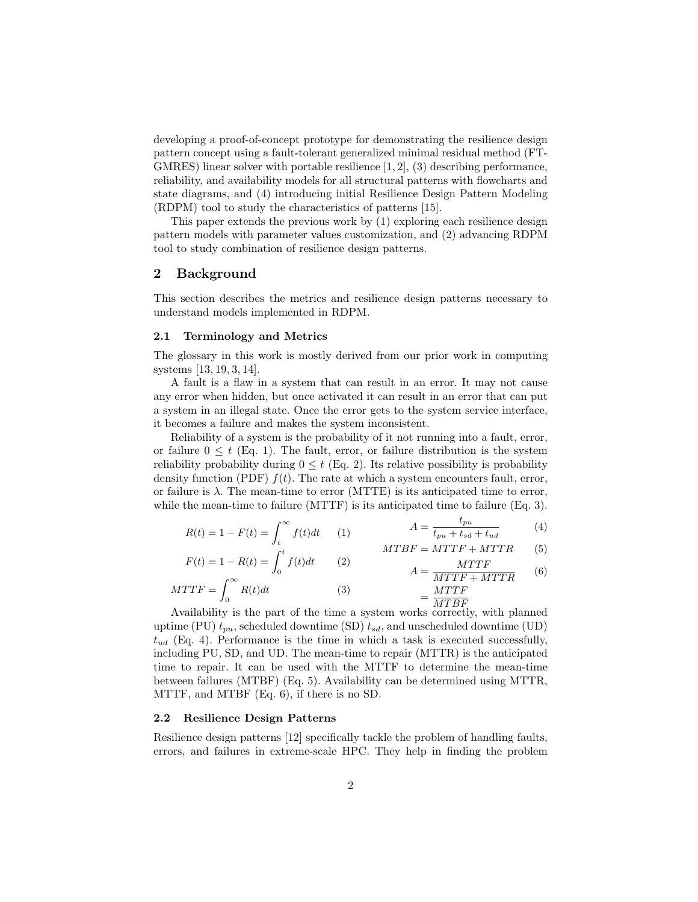developing a proof-of-concept prototype for demonstrating the resilience design pattern concept using a fault-tolerant generalized minimal residual method (FT-GMRES) linear solver with portable resilience [1, 2], (3) describing performance, reliability, and availability models for all structural patterns with flowcharts and state diagrams, and (4) introducing initial Resilience Design Pattern Modeling (RDPM) tool to study the characteristics of patterns [15].

This paper extends the previous work by (1) exploring each resilience design pattern models with parameter values customization, and (2) advancing RDPM tool to study combination of resilience design patterns.

## 2 Background

This section describes the metrics and resilience design patterns necessary to understand models implemented in RDPM.

### 2.1 Terminology and Metrics

The glossary in this work is mostly derived from our prior work in computing systems [13, 19, 3, 14].

A fault is a flaw in a system that can result in an error. It may not cause any error when hidden, but once activated it can result in an error that can put a system in an illegal state. Once the error gets to the system service interface, it becomes a failure and makes the system inconsistent.

Reliability of a system is the probability of it not running into a fault, error, or failure $0 \leq t$ (Eq. 1). The fault, error, or failure distribution is the system reliability probability during $0 \leq t$ (Eq. 2). Its relative possibility is probability density function (PDF) $f(t)$. The rate at which a system encounters fault, error, or failure is $\lambda$. The mean-time to error (MTTE) is its anticipated time to error, while the mean-time to failure (MTTF) is its anticipated time to failure (Eq. 3).

$$R(t) = 1 - F(t) = \int_{t}^{\infty} f(t)dt \quad (1)$$

$$F(t) = 1 - R(t) = \int_{0}^{t} f(t)dt \quad (2)$$

$$MTTF = \int_{0}^{\infty} R(t)dt \quad (3)$$

$$A = \frac{t_{pu}}{t_{pu} + t_{sd} + t_{ud}} \quad (4)$$

$$MTBF = MTTF + MTTR \quad (5)$$

$$A = \frac{MTTF}{MTTF + MTTR} = \frac{MTTF}{MTBF} \quad (6)$$

Availability is the part of the time a system works correctly, with planned uptime (PU) $t_{pu}$, scheduled downtime (SD) $t_{sd}$, and unscheduled downtime (UD) $t_{ud}$ (Eq. 4). Performance is the time in which a task is executed successfully, including PU, SD, and UD. The mean-time to repair (MTTR) is the anticipated time to repair. It can be used with the MTTF to determine the mean-time between failures (MTBF) (Eq. 5). Availability can be determined using MTTR, MTTF, and MTBF (Eq. 6), if there is no SD.

### 2.2 Resilience Design Patterns

Resilience design patterns [12] specifically tackle the problem of handling faults, errors, and failures in extreme-scale HPC. They help in finding the problem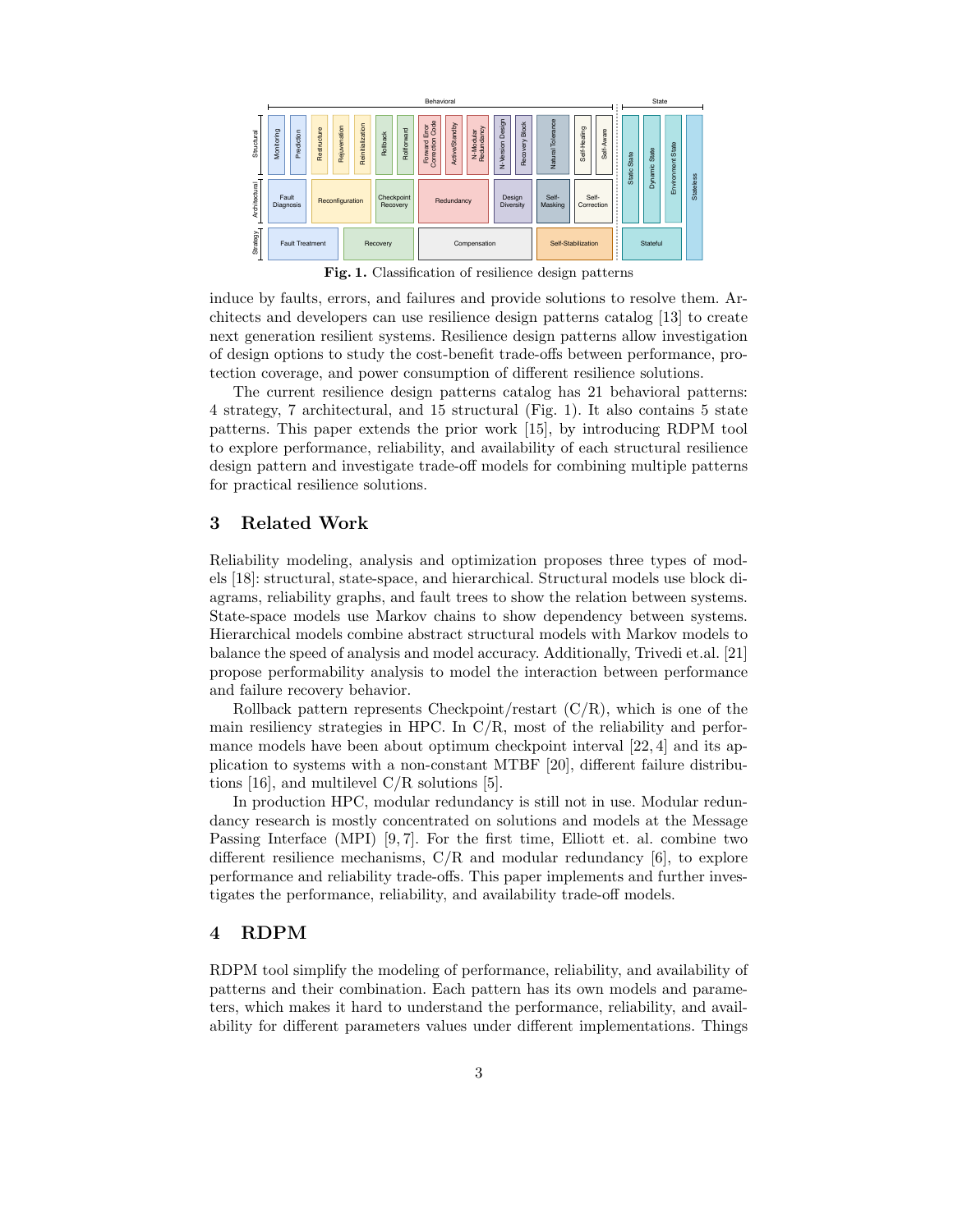**Fig. 1.** Classification of resilience design patterns

induce by faults, errors, and failures and provide solutions to resolve them. Architects and developers can use resilience design patterns catalog [13] to create next generation resilient systems. Resilience design patterns allow investigation of design options to study the cost-benefit trade-offs between performance, protection coverage, and power consumption of different resilience solutions.

The current resilience design patterns catalog has 21 behavioral patterns: 4 strategy, 7 architectural, and 15 structural (Fig. 1). It also contains 5 state patterns. This paper extends the prior work [15], by introducing RDPM tool to explore performance, reliability, and availability of each structural resilience design pattern and investigate trade-off models for combining multiple patterns for practical resilience solutions.

## 3 Related Work

Reliability modeling, analysis and optimization proposes three types of models [18]: structural, state-space, and hierarchical. Structural models use block diagrams, reliability graphs, and fault trees to show the relation between systems. State-space models use Markov chains to show dependency between systems. Hierarchical models combine abstract structural models with Markov models to balance the speed of analysis and model accuracy. Additionally, Trivedi et.al. [21] propose performability analysis to model the interaction between performance and failure recovery behavior.

Rollback pattern represents Checkpoint/restart (C/R), which is one of the main resiliency strategies in HPC. In C/R, most of the reliability and performance models have been about optimum checkpoint interval [22, 4] and its application to systems with a non-constant MTBF [20], different failure distributions [16], and multilevel C/R solutions [5].

In production HPC, modular redundancy is still not in use. Modular redundancy research is mostly concentrated on solutions and models at the Message Passing Interface (MPI) [9, 7]. For the first time, Elliott et. al. combine two different resilience mechanisms, C/R and modular redundancy [6], to explore performance and reliability trade-offs. This paper implements and further investigates the performance, reliability, and availability trade-off models.

## 4 RDPM

RDPM tool simplify the modeling of performance, reliability, and availability of patterns and their combination. Each pattern has its own models and parameters, which makes it hard to understand the performance, reliability, and availability for different parameters values under different implementations. Things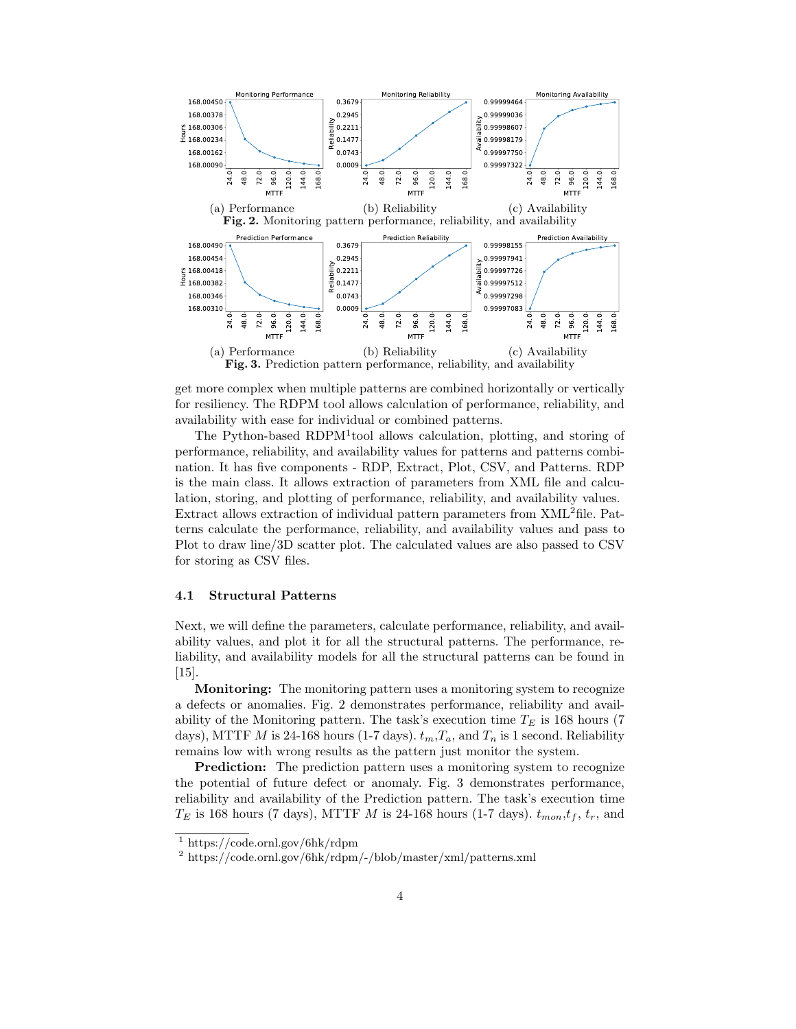(a) Performance (b) Reliability (c) Availability

**Fig. 2.** Monitoring pattern performance, reliability, and availability

(a) Performance (b) Reliability (c) Availability

**Fig. 3.** Prediction pattern performance, reliability, and availability

get more complex when multiple patterns are combined horizontally or vertically for resiliency. The RDPM tool allows calculation of performance, reliability, and availability with ease for individual or combined patterns.

The Python-based RDPM[1] tool allows calculation, plotting, and storing of performance, reliability, and availability values for patterns and patterns combination. It has five components - RDP, Extract, Plot, CSV, and Patterns. RDP is the main class. It allows extraction of parameters from XML file and calculation, storing, and plotting of performance, reliability, and availability values. Extract allows extraction of individual pattern parameters from XML[2] file. Patterns calculate the performance, reliability, and availability values and pass to Plot to draw line/3D scatter plot. The calculated values are also passed to CSV for storing as CSV files.

### 4.1 Structural Patterns

Next, we will define the parameters, calculate performance, reliability, and availability values, and plot it for all the structural patterns. The performance, reliability, and availability models for all the structural patterns can be found in [15].

**Monitoring:** The monitoring pattern uses a monitoring system to recognize a defects or anomalies. Fig. 2 demonstrates performance, reliability and availability of the Monitoring pattern. The task's execution time $T_E$ is 168 hours (7 days), MTTF $M$ is 24-168 hours (1-7 days). $t_m$,$T_a$, and $T_n$ is 1 second. Reliability remains low with wrong results as the pattern just monitor the system.

**Prediction:** The prediction pattern uses a monitoring system to recognize the potential of future defect or anomaly. Fig. 3 demonstrates performance, reliability and availability of the Prediction pattern. The task's execution time $T_E$ is 168 hours (7 days), MTTF $M$ is 24-168 hours (1-7 days). $t_{mon}$,$t_f$, $t_r$, and

---

[1] https://code.ornl.gov/6hk/rdpm

[2] https://code.ornl.gov/6hk/rdpm/-/blob/master/xml/patterns.xml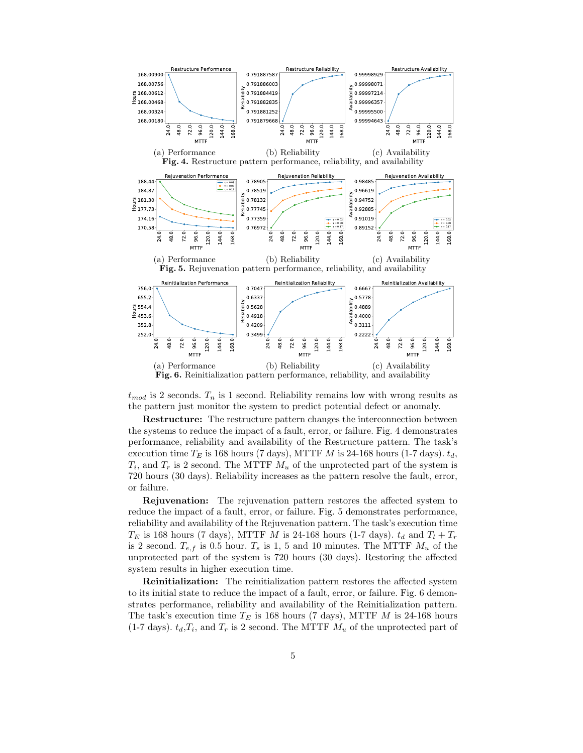(a) Performance (b) Reliability (c) Availability

**Fig. 4.** Restructure pattern performance, reliability, and availability

(a) Performance (b) Reliability (c) Availability

**Fig. 5.** Rejuvenation pattern performance, reliability, and availability

(a) Performance (b) Reliability (c) Availability

**Fig. 6.** Reinitialization pattern performance, reliability, and availability

$t_{mod}$ is 2 seconds. $T_n$ is 1 second. Reliability remains low with wrong results as the pattern just monitor the system to predict potential defect or anomaly.

**Restructure:** The restructure pattern changes the interconnection between the systems to reduce the impact of a fault, error, or failure. Fig. 4 demonstrates performance, reliability and availability of the Restructure pattern. The task's execution time $T_E$ is 168 hours (7 days), MTTF $M$ is 24-168 hours (1-7 days). $t_d$, $T_i$, and $T_r$ is 2 second. The MTTF $M_u$ of the unprotected part of the system is 720 hours (30 days). Reliability increases as the pattern resolve the fault, error, or failure.

**Rejuvenation:** The rejuvenation pattern restores the affected system to reduce the impact of a fault, error, or failure. Fig. 5 demonstrates performance, reliability and availability of the Rejuvenation pattern. The task's execution time $T_E$ is 168 hours (7 days), MTTF $M$ is 24-168 hours (1-7 days). $t_d$ and $T_l + T_r$ is 2 second. $T_{e,f}$ is 0.5 hour. $T_s$ is 1, 5 and 10 minutes. The MTTF $M_u$ of the unprotected part of the system is 720 hours (30 days). Restoring the affected system results in higher execution time.

**Reinitialization:** The reinitialization pattern restores the affected system to its initial state to reduce the impact of a fault, error, or failure. Fig. 6 demonstrates performance, reliability and availability of the Reinitialization pattern. The task's execution time $T_E$ is 168 hours (7 days), MTTF $M$ is 24-168 hours (1-7 days). $t_d$,$T_i$, and $T_r$ is 2 second. The MTTF $M_u$ of the unprotected part of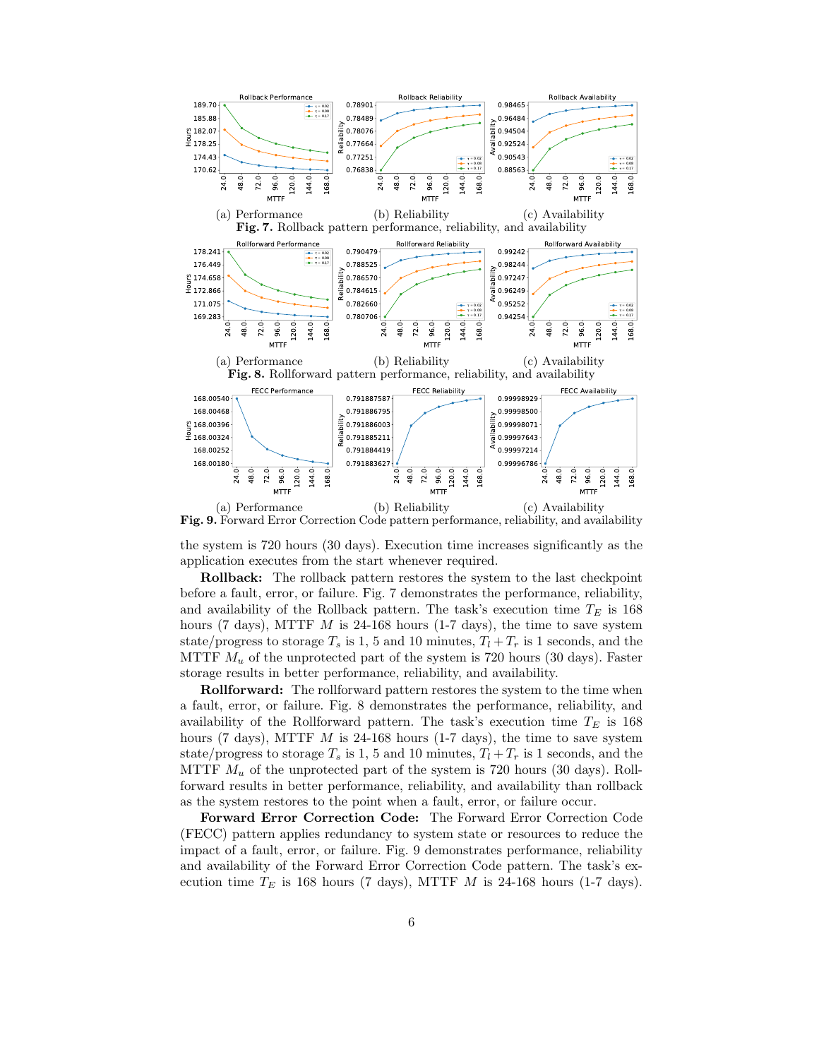(a) Performance (b) Reliability (c) Availability

**Fig. 7.** Rollback pattern performance, reliability, and availability

(a) Performance (b) Reliability (c) Availability

**Fig. 8.** Rollforward pattern performance, reliability, and availability

(a) Performance (b) Reliability (c) Availability

**Fig. 9.** Forward Error Correction Code pattern performance, reliability, and availability

the system is 720 hours (30 days). Execution time increases significantly as the application executes from the start whenever required.

**Rollback:** The rollback pattern restores the system to the last checkpoint before a fault, error, or failure. Fig. 7 demonstrates the performance, reliability, and availability of the Rollback pattern. The task's execution time $T_E$ is 168 hours (7 days), MTTF $M$ is 24-168 hours (1-7 days), the time to save system state/progress to storage $T_s$ is 1, 5 and 10 minutes, $T_l + T_r$ is 1 seconds, and the MTTF $M_u$ of the unprotected part of the system is 720 hours (30 days). Faster storage results in better performance, reliability, and availability.

**Rollforward:** The rollforward pattern restores the system to the time when a fault, error, or failure. Fig. 8 demonstrates the performance, reliability, and availability of the Rollforward pattern. The task's execution time $T_E$ is 168 hours (7 days), MTTF $M$ is 24-168 hours (1-7 days), the time to save system state/progress to storage $T_s$ is 1, 5 and 10 minutes, $T_l + T_r$ is 1 seconds, and the MTTF $M_u$ of the unprotected part of the system is 720 hours (30 days). Rollforward results in better performance, reliability, and availability than rollback as the system restores to the point when a fault, error, or failure occur.

**Forward Error Correction Code:** The Forward Error Correction Code (FECC) pattern applies redundancy to system state or resources to reduce the impact of a fault, error, or failure. Fig. 9 demonstrates performance, reliability and availability of the Forward Error Correction Code pattern. The task's execution time $T_E$ is 168 hours (7 days), MTTF $M$ is 24-168 hours (1-7 days).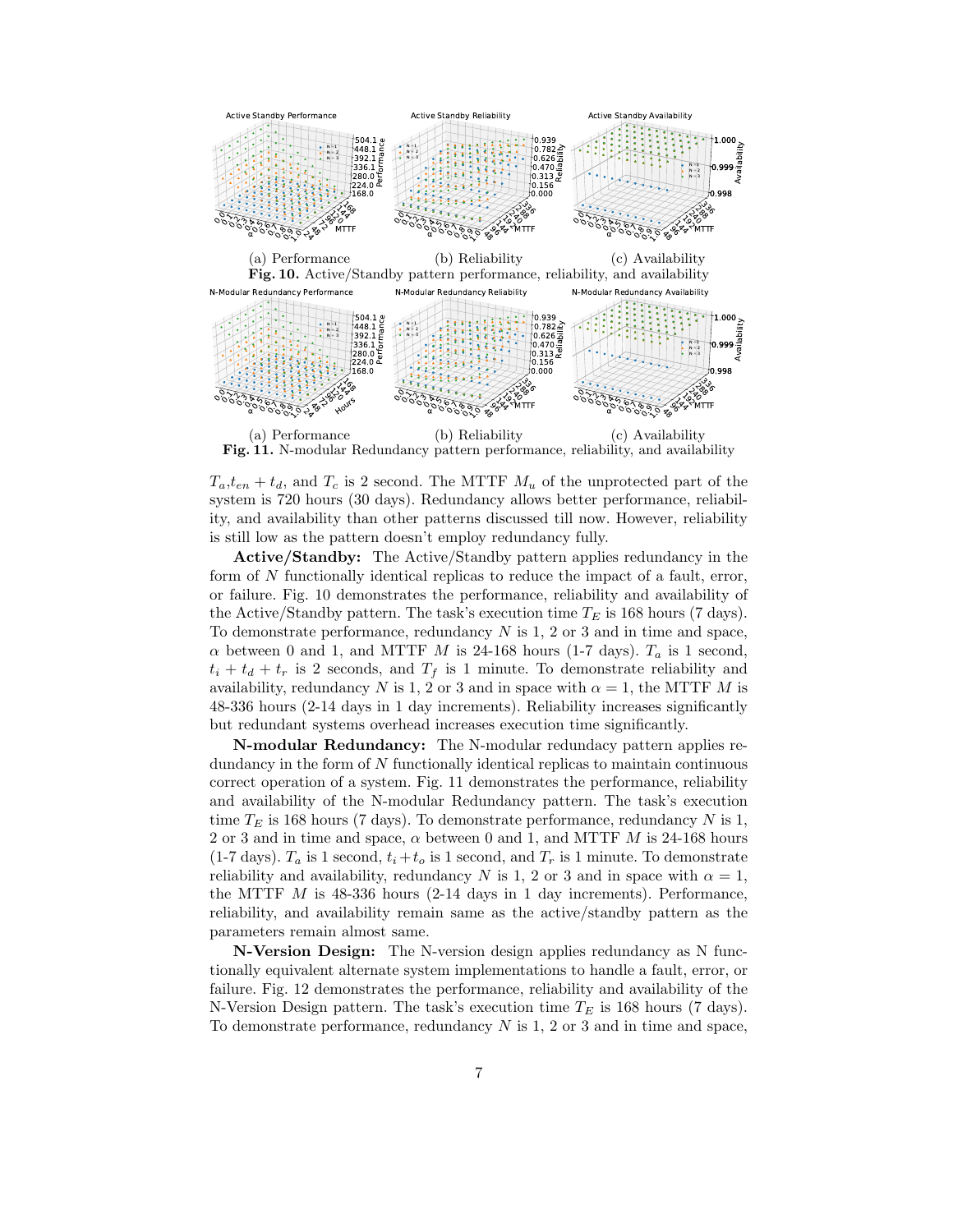(a) Performance (b) Reliability (c) Availability

**Fig. 10.** Active/Standby pattern performance, reliability, and availability

(a) Performance (b) Reliability (c) Availability

**Fig. 11.** N-modular Redundancy pattern performance, reliability, and availability

$T_a$,$t_{en} + t_d$, and $T_c$ is 2 second. The MTTF $M_u$ of the unprotected part of the system is 720 hours (30 days). Redundancy allows better performance, reliability, and availability than other patterns discussed till now. However, reliability is still low as the pattern doesn't employ redundancy fully.

**Active/Standby:** The Active/Standby pattern applies redundancy in the form of $N$ functionally identical replicas to reduce the impact of a fault, error, or failure. Fig. 10 demonstrates the performance, reliability and availability of the Active/Standby pattern. The task's execution time $T_E$ is 168 hours (7 days). To demonstrate performance, redundancy $N$ is 1, 2 or 3 and in time and space, $\alpha$ between 0 and 1, and MTTF $M$ is 24-168 hours (1-7 days). $T_a$ is 1 second, $t_i + t_d + t_r$ is 2 seconds, and $T_f$ is 1 minute. To demonstrate reliability and availability, redundancy $N$ is 1, 2 or 3 and in space with $\alpha = 1$, the MTTF $M$ is 48-336 hours (2-14 days in 1 day increments). Reliability increases significantly but redundant systems overhead increases execution time significantly.

**N-modular Redundancy:** The N-modular redundancy pattern applies redundancy in the form of $N$ functionally identical replicas to maintain continuous correct operation of a system. Fig. 11 demonstrates the performance, reliability and availability of the N-modular Redundancy pattern. The task's execution time $T_E$ is 168 hours (7 days). To demonstrate performance, redundancy $N$ is 1, 2 or 3 and in time and space, $\alpha$ between 0 and 1, and MTTF $M$ is 24-168 hours (1-7 days). $T_a$ is 1 second, $t_i + t_o$ is 1 second, and $T_r$ is 1 minute. To demonstrate reliability and availability, redundancy $N$ is 1, 2 or 3 and in space with $\alpha = 1$, the MTTF $M$ is 48-336 hours (2-14 days in 1 day increments). Performance, reliability, and availability remain same as the active/standby pattern as the parameters remain almost same.

**N-Version Design:** The N-version design applies redundancy as N functionally equivalent alternate system implementations to handle a fault, error, or failure. Fig. 12 demonstrates the performance, reliability and availability of the N-Version Design pattern. The task's execution time $T_E$ is 168 hours (7 days). To demonstrate performance, redundancy $N$ is 1, 2 or 3 and in time and space,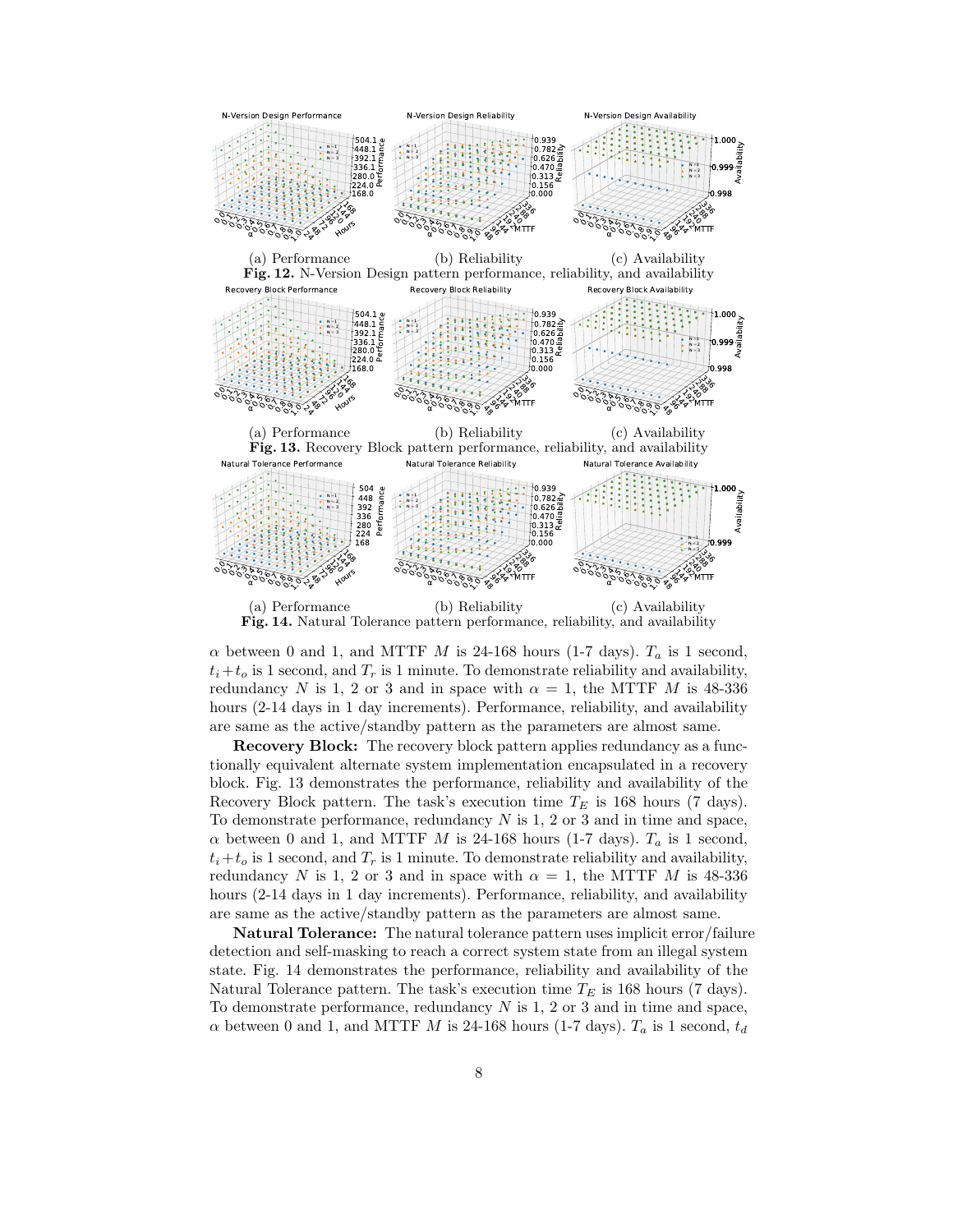(a) Performance (b) Reliability (c) Availability

**Fig. 12.** N-Version Design pattern performance, reliability, and availability

(a) Performance (b) Reliability (c) Availability

**Fig. 13.** Recovery Block pattern performance, reliability, and availability

(a) Performance (b) Reliability (c) Availability

**Fig. 14.** Natural Tolerance pattern performance, reliability, and availability

$\alpha$ between 0 and 1, and MTTF $M$ is 24-168 hours (1-7 days). $T_a$ is 1 second, $t_i + t_o$ is 1 second, and $T_r$ is 1 minute. To demonstrate reliability and availability, redundancy $N$ is 1, 2 or 3 and in space with $\alpha = 1$, the MTTF $M$ is 48-336 hours (2-14 days in 1 day increments). Performance, reliability, and availability are same as the active/standby pattern as the parameters are almost same.

**Recovery Block:** The recovery block pattern applies redundancy as a functionally equivalent alternate system implementation encapsulated in a recovery block. Fig. 13 demonstrates the performance, reliability and availability of the Recovery Block pattern. The task's execution time $T_E$ is 168 hours (7 days). To demonstrate performance, redundancy $N$ is 1, 2 or 3 and in time and space, $\alpha$ between 0 and 1, and MTTF $M$ is 24-168 hours (1-7 days). $T_a$ is 1 second, $t_i + t_o$ is 1 second, and $T_r$ is 1 minute. To demonstrate reliability and availability, redundancy $N$ is 1, 2 or 3 and in space with $\alpha = 1$, the MTTF $M$ is 48-336 hours (2-14 days in 1 day increments). Performance, reliability, and availability are same as the active/standby pattern as the parameters are almost same.

**Natural Tolerance:** The natural tolerance pattern uses implicit error/failure detection and self-masking to reach a correct system state from an illegal system state. Fig. 14 demonstrates the performance, reliability and availability of the Natural Tolerance pattern. The task's execution time $T_E$ is 168 hours (7 days). To demonstrate performance, redundancy $N$ is 1, 2 or 3 and in time and space, $\alpha$ between 0 and 1, and MTTF $M$ is 24-168 hours (1-7 days). $T_a$ is 1 second, $t_d$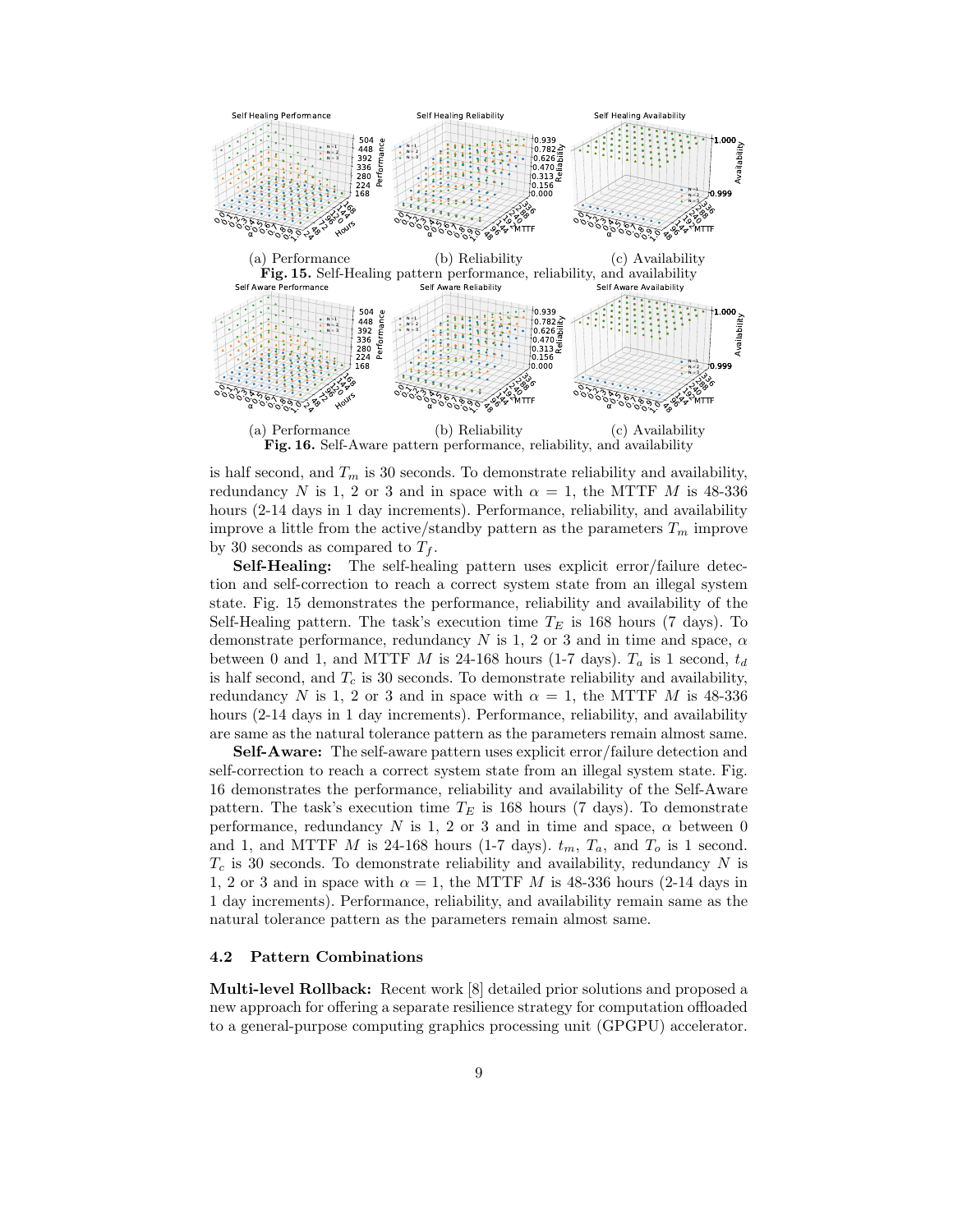(a) Performance (b) Reliability (c) Availability

**Fig. 15.** Self-Healing pattern performance, reliability, and availability

(a) Performance (b) Reliability (c) Availability

**Fig. 16.** Self-Aware pattern performance, reliability, and availability

is half second, and $T_m$ is 30 seconds. To demonstrate reliability and availability, redundancy $N$ is 1, 2 or 3 and in space with $\alpha = 1$, the MTTF $M$ is 48-336 hours (2-14 days in 1 day increments). Performance, reliability, and availability improve a little from the active/standby pattern as the parameters $T_m$ improve by 30 seconds as compared to $T_f$.

**Self-Healing:** The self-healing pattern uses explicit error/failure detection and self-correction to reach a correct system state from an illegal system state. Fig. 15 demonstrates the performance, reliability and availability of the Self-Healing pattern. The task's execution time $T_E$ is 168 hours (7 days). To demonstrate performance, redundancy $N$ is 1, 2 or 3 and in time and space, $\alpha$ between 0 and 1, and MTTF $M$ is 24-168 hours (1-7 days). $T_a$ is 1 second, $t_d$ is half second, and $T_c$ is 30 seconds. To demonstrate reliability and availability, redundancy $N$ is 1, 2 or 3 and in space with $\alpha = 1$, the MTTF $M$ is 48-336 hours (2-14 days in 1 day increments). Performance, reliability, and availability are same as the natural tolerance pattern as the parameters remain almost same.

**Self-Aware:** The self-aware pattern uses explicit error/failure detection and self-correction to reach a correct system state from an illegal system state. Fig. 16 demonstrates the performance, reliability and availability of the Self-Aware pattern. The task's execution time $T_E$ is 168 hours (7 days). To demonstrate performance, redundancy $N$ is 1, 2 or 3 and in time and space, $\alpha$ between 0 and 1, and MTTF $M$ is 24-168 hours (1-7 days). $t_m$, $T_a$, and $T_o$ is 1 second. $T_c$ is 30 seconds. To demonstrate reliability and availability, redundancy $N$ is 1, 2 or 3 and in space with $\alpha = 1$, the MTTF $M$ is 48-336 hours (2-14 days in 1 day increments). Performance, reliability, and availability remain same as the natural tolerance pattern as the parameters remain almost same.

### 4.2 Pattern Combinations

**Multi-level Rollback:** Recent work [8] detailed prior solutions and proposed a new approach for offering a separate resilience strategy for computation offloaded to a general-purpose computing graphics processing unit (GPGPU) accelerator.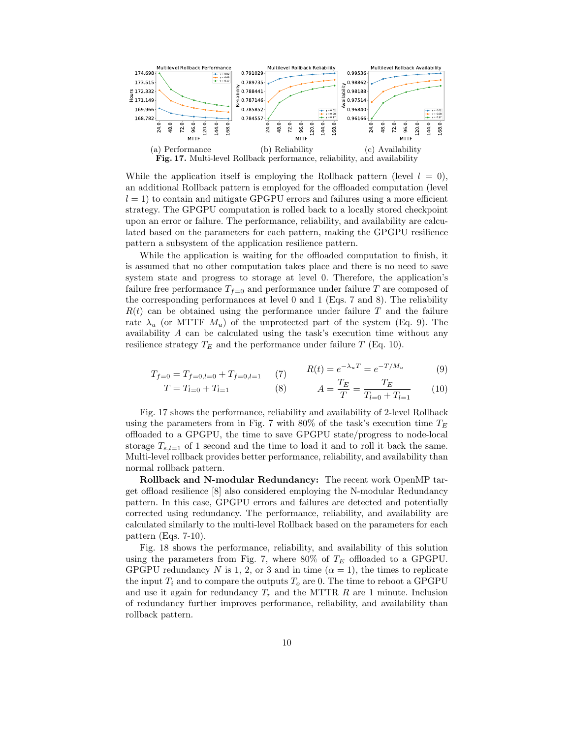(a) Performance (b) Reliability (c) Availability

**Fig. 17.** Multi-level Rollback performance, reliability, and availability

While the application itself is employing the Rollback pattern (level $l = 0$), an additional Rollback pattern is employed for the offloaded computation (level $l = 1$) to contain and mitigate GPGPU errors and failures using a more efficient strategy. The GPGPU computation is rolled back to a locally stored checkpoint upon an error or failure. The performance, reliability, and availability are calculated based on the parameters for each pattern, making the GPGPU resilience pattern a subsystem of the application resilience pattern.

While the application is waiting for the offloaded computation to finish, it is assumed that no other computation takes place and there is no need to save system state and progress to storage at level 0. Therefore, the application's failure free performance $T_{f=0}$ and performance under failure $T$ are composed of the corresponding performances at level 0 and 1 (Eqs. 7 and 8). The reliability $R(t)$ can be obtained using the performance under failure $T$ and the failure rate $\lambda_u$ (or MTTF $M_u$) of the unprotected part of the system (Eq. 9). The availability $A$ can be calculated using the task's execution time without any resilience strategy $T_E$ and the performance under failure $T$ (Eq. 10).

$$T_{f=0} = T_{f=0,l=0} + T_{f=0,l=1} \tag{7}$$

$$T = T_{l=0} + T_{l=1} \tag{8}$$

$$R(t) = e^{-\lambda_u T} = e^{-T/M_u} \tag{9}$$

$$A = \frac{T_E}{T} = \frac{T_E}{T_{l=0} + T_{l=1}} \tag{10}$$

Fig. 17 shows the performance, reliability and availability of 2-level Rollback using the parameters from in Fig. 7 with 80% of the task's execution time $T_E$ offloaded to a GPGPU, the time to save GPGPU state/progress to node-local storage $T_{s,l=1}$ of 1 second and the time to load it and to roll it back the same. Multi-level rollback provides better performance, reliability, and availability than normal rollback pattern.

**Rollback and N-modular Redundancy:** The recent work OpenMP target offload resilience [8] also considered employing the N-modular Redundancy pattern. In this case, GPGPU errors and failures are detected and potentially corrected using redundancy. The performance, reliability, and availability are calculated similarly to the multi-level Rollback based on the parameters for each pattern (Eqs. 7-10).

Fig. 18 shows the performance, reliability, and availability of this solution using the parameters from Fig. 7, where 80% of $T_E$ offloaded to a GPGPU. GPGPU redundancy $N$ is 1, 2, or 3 and in time ($\alpha = 1$), the times to replicate the input $T_i$ and to compare the outputs $T_o$ are 0. The time to reboot a GPGPU and use it again for redundancy $T_r$ and the MTTR $R$ are 1 minute. Inclusion of redundancy further improves performance, reliability, and availability than rollback pattern.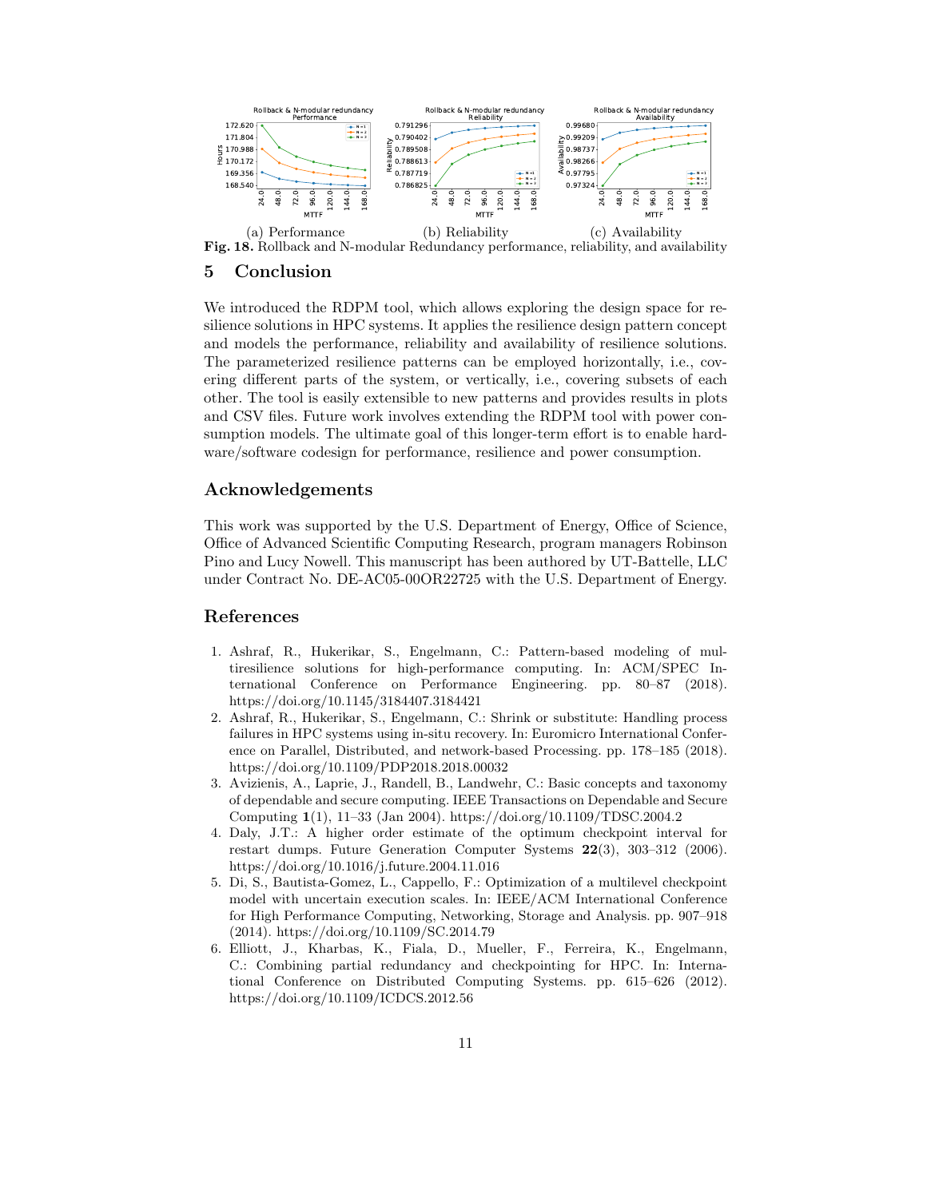(a) Performance (b) Reliability (c) Availability

**Fig. 18.** Rollback and N-modular Redundancy performance, reliability, and availability

## 5 Conclusion

We introduced the RDPM tool, which allows exploring the design space for resilience solutions in HPC systems. It applies the resilience design pattern concept and models the performance, reliability and availability of resilience solutions. The parameterized resilience patterns can be employed horizontally, i.e., covering different parts of the system, or vertically, i.e., covering subsets of each other. The tool is easily extensible to new patterns and provides results in plots and CSV files. Future work involves extending the RDPM tool with power consumption models. The ultimate goal of this longer-term effort is to enable hardware/software codesign for performance, resilience and power consumption.

## Acknowledgements

This work was supported by the U.S. Department of Energy, Office of Science, Office of Advanced Scientific Computing Research, program managers Robinson Pino and Lucy Nowell. This manuscript has been authored by UT-Battelle, LLC under Contract No. DE-AC05-00OR22725 with the U.S. Department of Energy.

## References

1. Ashraf, R., Hukerikar, S., Engelmann, C.: Pattern-based modeling of multiresilience solutions for high-performance computing. In: ACM/SPEC International Conference on Performance Engineering. pp. 80–87 (2018). https://doi.org/10.1145/3184407.3184421
2. Ashraf, R., Hukerikar, S., Engelmann, C.: Shrink or substitute: Handling process failures in HPC systems using in-situ recovery. In: Euromicro International Conference on Parallel, Distributed, and network-based Processing. pp. 178–185 (2018). https://doi.org/10.1109/PDP2018.2018.00032
3. Avizienis, A., Laprie, J., Randell, B., Landwehr, C.: Basic concepts and taxonomy of dependable and secure computing. IEEE Transactions on Dependable and Secure Computing **1**(1), 11–33 (Jan 2004). https://doi.org/10.1109/TDSC.2004.2
4. Daly, J.T.: A higher order estimate of the optimum checkpoint interval for restart dumps. Future Generation Computer Systems **22**(3), 303–312 (2006). https://doi.org/10.1016/j.future.2004.11.016
5. Di, S., Bautista-Gomez, L., Cappello, F.: Optimization of a multilevel checkpoint model with uncertain execution scales. In: IEEE/ACM International Conference for High Performance Computing, Networking, Storage and Analysis. pp. 907–918 (2014). https://doi.org/10.1109/SC.2014.79
6. Elliott, J., Kharbas, K., Fiala, D., Mueller, F., Ferreira, K., Engelmann, C.: Combining partial redundancy and checkpointing for HPC. In: International Conference on Distributed Computing Systems. pp. 615–626 (2012). https://doi.org/10.1109/ICDCS.2012.56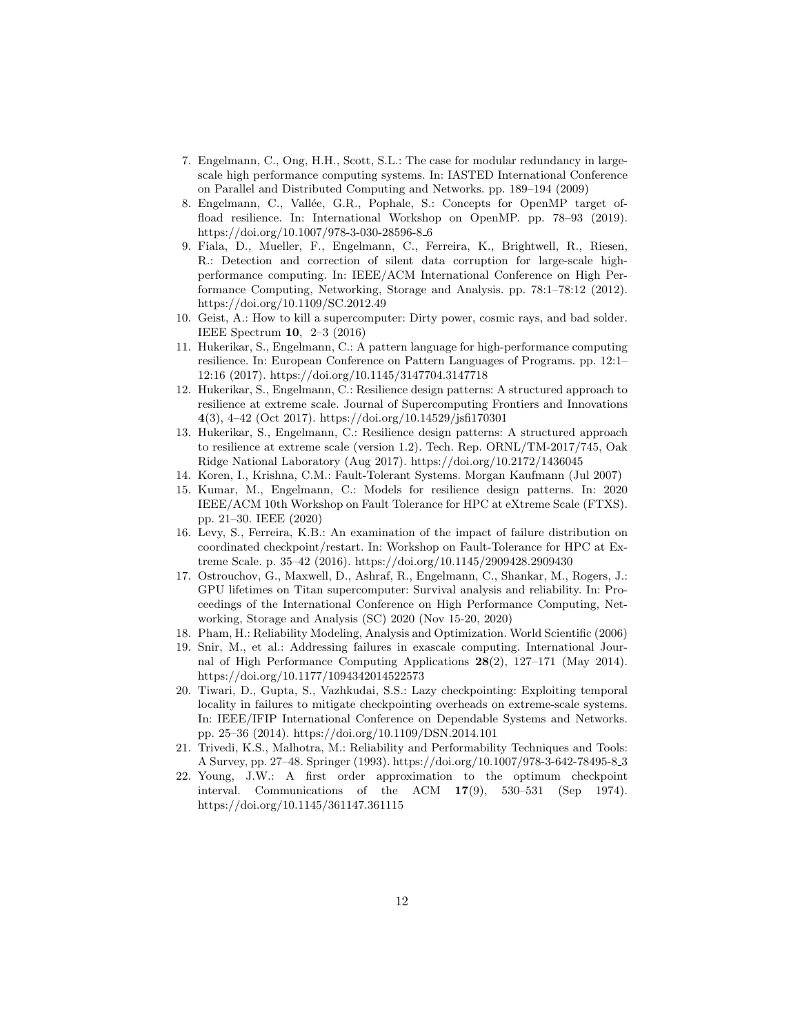7. Engelmann, C., Ong, H.H., Scott, S.L.: The case for modular redundancy in large-scale high performance computing systems. In: IASTED International Conference on Parallel and Distributed Computing and Networks. pp. 189–194 (2009)
8. Engelmann, C., Vallée, G.R., Pophale, S.: Concepts for OpenMP target offload resilience. In: International Workshop on OpenMP. pp. 78–93 (2019). https://doi.org/10.1007/978-3-030-28596-8_6
9. Fiala, D., Mueller, F., Engelmann, C., Ferreira, K., Brightwell, R., Riesen, R.: Detection and correction of silent data corruption for large-scale high-performance computing. In: IEEE/ACM International Conference on High Performance Computing, Networking, Storage and Analysis. pp. 78:1–78:12 (2012). https://doi.org/10.1109/SC.2012.49
10. Geist, A.: How to kill a supercomputer: Dirty power, cosmic rays, and bad solder. IEEE Spectrum **10**, 2–3 (2016)
11. Hukerikar, S., Engelmann, C.: A pattern language for high-performance computing resilience. In: European Conference on Pattern Languages of Programs. pp. 12:1–12:16 (2017). https://doi.org/10.1145/3147704.3147718
12. Hukerikar, S., Engelmann, C.: Resilience design patterns: A structured approach to resilience at extreme scale. Journal of Supercomputing Frontiers and Innovations **4**(3), 4–42 (Oct 2017). https://doi.org/10.14529/jsfi170301
13. Hukerikar, S., Engelmann, C.: Resilience design patterns: A structured approach to resilience at extreme scale (version 1.2). Tech. Rep. ORNL/TM-2017/745, Oak Ridge National Laboratory (Aug 2017). https://doi.org/10.2172/1436045
14. Koren, I., Krishna, C.M.: Fault-Tolerant Systems. Morgan Kaufmann (Jul 2007)
15. Kumar, M., Engelmann, C.: Models for resilience design patterns. In: 2020 IEEE/ACM 10th Workshop on Fault Tolerance for HPC at eXtreme Scale (FTXS). pp. 21–30. IEEE (2020)
16. Levy, S., Ferreira, K.B.: An examination of the impact of failure distribution on coordinated checkpoint/restart. In: Workshop on Fault-Tolerance for HPC at Extreme Scale. p. 35–42 (2016). https://doi.org/10.1145/2909428.2909430
17. Ostrouchov, G., Maxwell, D., Ashraf, R., Engelmann, C., Shankar, M., Rogers, J.: GPU lifetimes on Titan supercomputer: Survival analysis and reliability. In: Proceedings of the International Conference on High Performance Computing, Networking, Storage and Analysis (SC) 2020 (Nov 15-20, 2020)
18. Pham, H.: Reliability Modeling, Analysis and Optimization. World Scientific (2006)
19. Snir, M., et al.: Addressing failures in exascale computing. International Journal of High Performance Computing Applications **28**(2), 127–171 (May 2014). https://doi.org/10.1177/1094342014522573
20. Tiwari, D., Gupta, S., Vazhkudai, S.S.: Lazy checkpointing: Exploiting temporal locality in failures to mitigate checkpointing overheads on extreme-scale systems. In: IEEE/IFIP International Conference on Dependable Systems and Networks. pp. 25–36 (2014). https://doi.org/10.1109/DSN.2014.101
21. Trivedi, K.S., Malhotra, M.: Reliability and Performability Techniques and Tools: A Survey, pp. 27–48. Springer (1993). https://doi.org/10.1007/978-3-642-78495-8_3
22. Young, J.W.: A first order approximation to the optimum checkpoint interval. Communications of the ACM **17**(9), 530–531 (Sep 1974). https://doi.org/10.1145/361147.361115